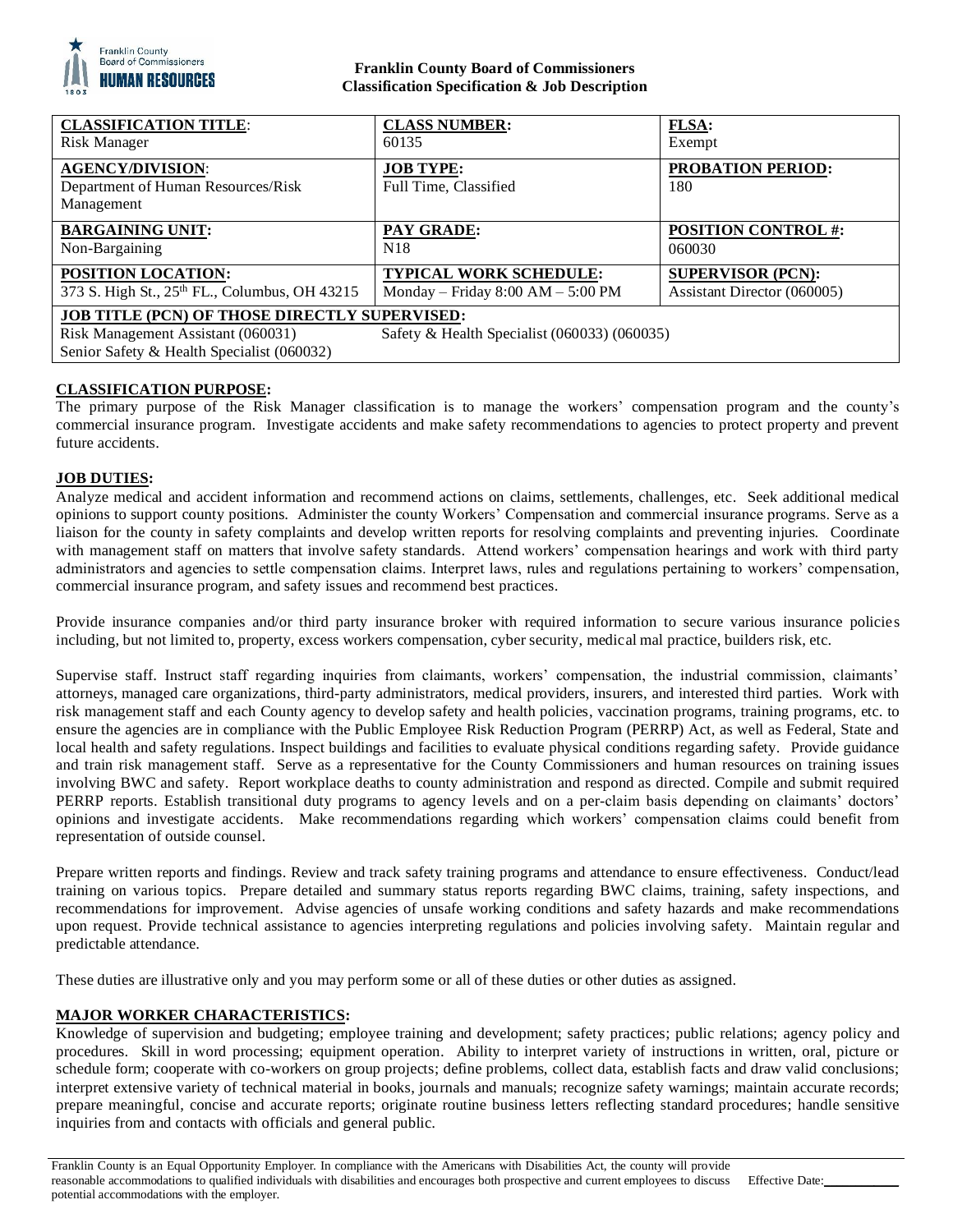**Franklin County Board of Commissioners**
**Classification Specification & Job Description**

| **CLASSIFICATION TITLE**: | **CLASS NUMBER:** | **FLSA:** |
|---|---|---|
| Risk Manager | 60135 | Exempt |
| **AGENCY/DIVISION**: Department of Human Resources/Risk Management | **JOB TYPE:** Full Time, Classified | **PROBATION PERIOD:** 180 |
| **BARGAINING UNIT:** Non-Bargaining | **PAY GRADE:** N18 | **POSITION CONTROL #:** 060030 |
| **POSITION LOCATION:** 373 S. High St., 25th FL., Columbus, OH 43215 | **TYPICAL WORK SCHEDULE:** Monday – Friday 8:00 AM – 5:00 PM | **SUPERVISOR (PCN):** Assistant Director (060005) |
| **JOB TITLE (PCN) OF THOSE DIRECTLY SUPERVISED:** Risk Management Assistant (060031) Senior Safety & Health Specialist (060032) | Safety & Health Specialist (060033) (060035) | |

## CLASSIFICATION PURPOSE:

The primary purpose of the Risk Manager classification is to manage the workers' compensation program and the county's commercial insurance program. Investigate accidents and make safety recommendations to agencies to protect property and prevent future accidents.

## JOB DUTIES:

Analyze medical and accident information and recommend actions on claims, settlements, challenges, etc. Seek additional medical opinions to support county positions. Administer the county Workers' Compensation and commercial insurance programs. Serve as a liaison for the county in safety complaints and develop written reports for resolving complaints and preventing injuries. Coordinate with management staff on matters that involve safety standards. Attend workers' compensation hearings and work with third party administrators and agencies to settle compensation claims. Interpret laws, rules and regulations pertaining to workers' compensation, commercial insurance program, and safety issues and recommend best practices.

Provide insurance companies and/or third party insurance broker with required information to secure various insurance policies including, but not limited to, property, excess workers compensation, cyber security, medical mal practice, builders risk, etc.

Supervise staff. Instruct staff regarding inquiries from claimants, workers' compensation, the industrial commission, claimants' attorneys, managed care organizations, third-party administrators, medical providers, insurers, and interested third parties. Work with risk management staff and each County agency to develop safety and health policies, vaccination programs, training programs, etc. to ensure the agencies are in compliance with the Public Employee Risk Reduction Program (PERRP) Act, as well as Federal, State and local health and safety regulations. Inspect buildings and facilities to evaluate physical conditions regarding safety. Provide guidance and train risk management staff. Serve as a representative for the County Commissioners and human resources on training issues involving BWC and safety. Report workplace deaths to county administration and respond as directed. Compile and submit required PERRP reports. Establish transitional duty programs to agency levels and on a per-claim basis depending on claimants' doctors' opinions and investigate accidents. Make recommendations regarding which workers' compensation claims could benefit from representation of outside counsel.

Prepare written reports and findings. Review and track safety training programs and attendance to ensure effectiveness. Conduct/lead training on various topics. Prepare detailed and summary status reports regarding BWC claims, training, safety inspections, and recommendations for improvement. Advise agencies of unsafe working conditions and safety hazards and make recommendations upon request. Provide technical assistance to agencies interpreting regulations and policies involving safety. Maintain regular and predictable attendance.

These duties are illustrative only and you may perform some or all of these duties or other duties as assigned.

## MAJOR WORKER CHARACTERISTICS:

Knowledge of supervision and budgeting; employee training and development; safety practices; public relations; agency policy and procedures. Skill in word processing; equipment operation. Ability to interpret variety of instructions in written, oral, picture or schedule form; cooperate with co-workers on group projects; define problems, collect data, establish facts and draw valid conclusions; interpret extensive variety of technical material in books, journals and manuals; recognize safety warnings; maintain accurate records; prepare meaningful, concise and accurate reports; originate routine business letters reflecting standard procedures; handle sensitive inquiries from and contacts with officials and general public.

Franklin County is an Equal Opportunity Employer. In compliance with the Americans with Disabilities Act, the county will provide reasonable accommodations to qualified individuals with disabilities and encourages both prospective and current employees to discuss potential accommodations with the employer. Effective Date:___________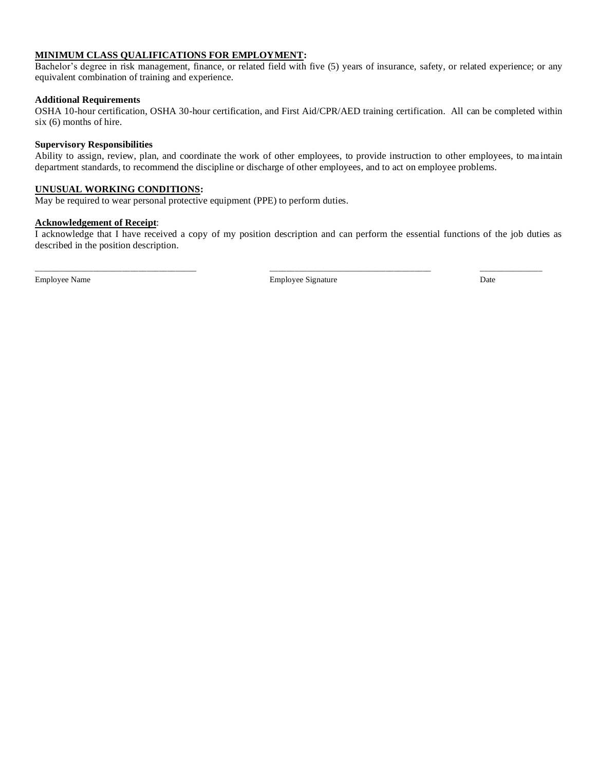**<u>MINIMUM CLASS QUALIFICATIONS FOR EMPLOYMENT</u>:**

Bachelor's degree in risk management, finance, or related field with five (5) years of insurance, safety, or related experience; or any equivalent combination of training and experience.

**Additional Requirements**

OSHA 10-hour certification, OSHA 30-hour certification, and First Aid/CPR/AED training certification. All can be completed within six (6) months of hire.

**Supervisory Responsibilities**

Ability to assign, review, plan, and coordinate the work of other employees, to provide instruction to other employees, to maintain department standards, to recommend the discipline or discharge of other employees, and to act on employee problems.

**<u>UNUSUAL WORKING CONDITIONS</u>:**

May be required to wear personal protective equipment (PPE) to perform duties.

**<u>Acknowledgement of Receipt</u>**:

I acknowledge that I have received a copy of my position description and can perform the essential functions of the job duties as described in the position description.

| | | |
|---|---|---|
| ____________________________________ | ____________________________________ | ______________ |
| Employee Name | Employee Signature | Date |